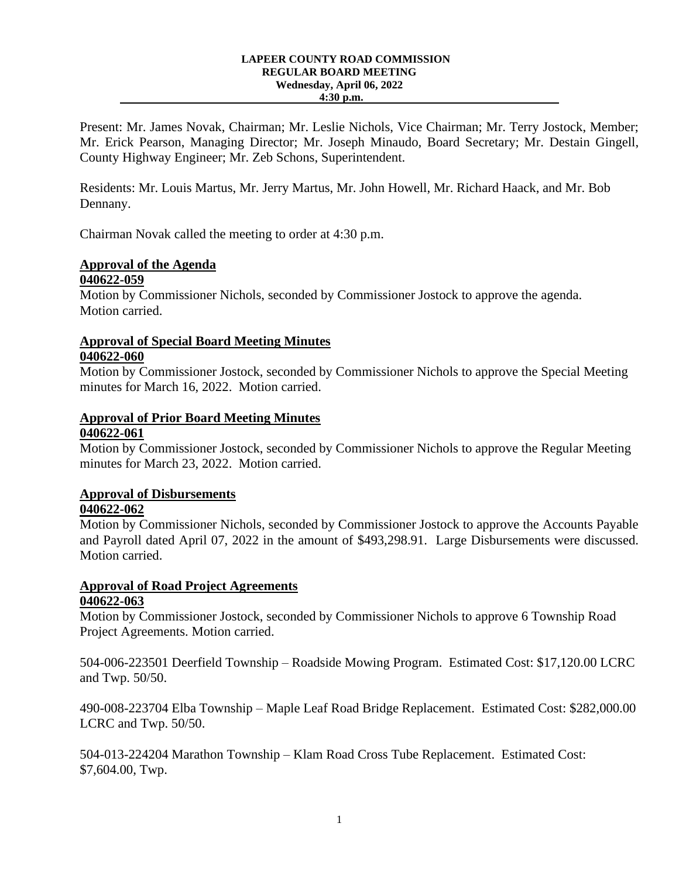**LAPEER COUNTY ROAD COMMISSION**
**REGULAR BOARD MEETING**
**Wednesday, April 06, 2022**
**4:30 p.m.**

Present: Mr. James Novak, Chairman; Mr. Leslie Nichols, Vice Chairman; Mr. Terry Jostock, Member; Mr. Erick Pearson, Managing Director; Mr. Joseph Minaudo, Board Secretary; Mr. Destain Gingell, County Highway Engineer; Mr. Zeb Schons, Superintendent.

Residents: Mr. Louis Martus, Mr. Jerry Martus, Mr. John Howell, Mr. Richard Haack, and Mr. Bob Dennany.

Chairman Novak called the meeting to order at 4:30 p.m.

**Approval of the Agenda**
**040622-059**
Motion by Commissioner Nichols, seconded by Commissioner Jostock to approve the agenda. Motion carried.

**Approval of Special Board Meeting Minutes**
**040622-060**
Motion by Commissioner Jostock, seconded by Commissioner Nichols to approve the Special Meeting minutes for March 16, 2022. Motion carried.

**Approval of Prior Board Meeting Minutes**
**040622-061**
Motion by Commissioner Jostock, seconded by Commissioner Nichols to approve the Regular Meeting minutes for March 23, 2022. Motion carried.

**Approval of Disbursements**
**040622-062**
Motion by Commissioner Nichols, seconded by Commissioner Jostock to approve the Accounts Payable and Payroll dated April 07, 2022 in the amount of $493,298.91. Large Disbursements were discussed. Motion carried.

**Approval of Road Project Agreements**
**040622-063**
Motion by Commissioner Jostock, seconded by Commissioner Nichols to approve 6 Township Road Project Agreements. Motion carried.

504-006-223501 Deerfield Township – Roadside Mowing Program. Estimated Cost: $17,120.00 LCRC and Twp. 50/50.

490-008-223704 Elba Township – Maple Leaf Road Bridge Replacement. Estimated Cost: $282,000.00 LCRC and Twp. 50/50.

504-013-224204 Marathon Township – Klam Road Cross Tube Replacement. Estimated Cost: $7,604.00, Twp.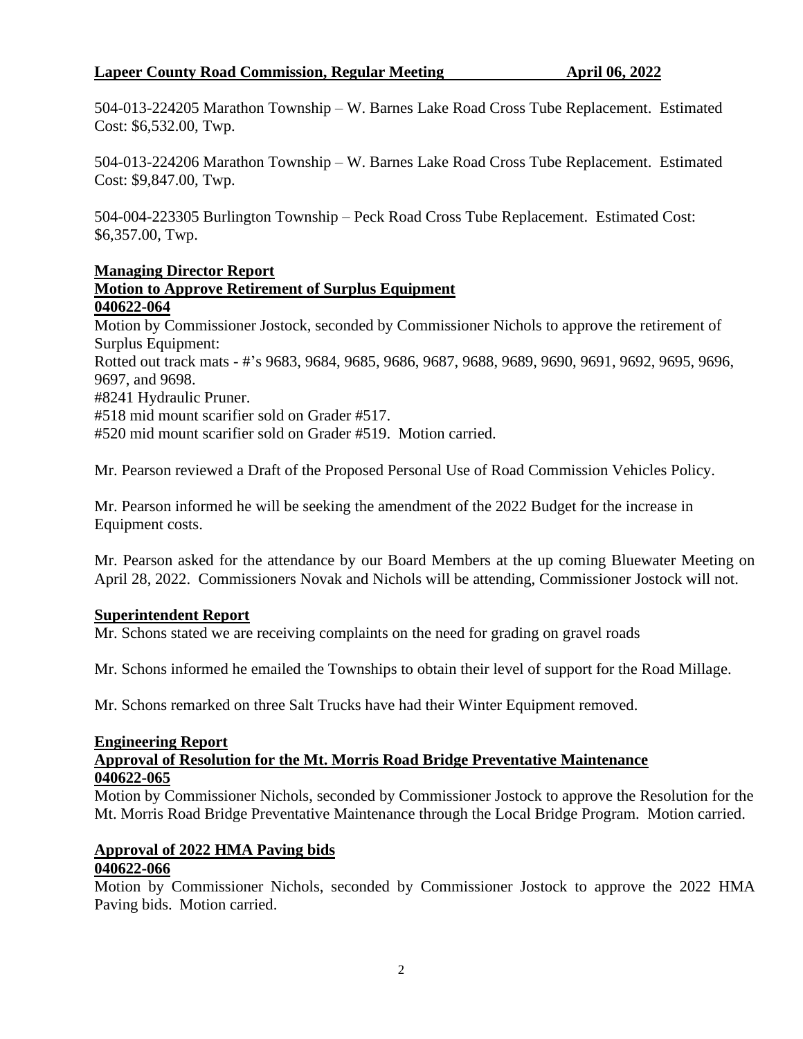504-013-224205 Marathon Township – W. Barnes Lake Road Cross Tube Replacement. Estimated Cost: $6,532.00, Twp.

504-013-224206 Marathon Township – W. Barnes Lake Road Cross Tube Replacement. Estimated Cost: $9,847.00, Twp.

504-004-223305 Burlington Township – Peck Road Cross Tube Replacement. Estimated Cost: $6,357.00, Twp.

**Managing Director Report**
**Motion to Approve Retirement of Surplus Equipment**
**040622-064**

Motion by Commissioner Jostock, seconded by Commissioner Nichols to approve the retirement of Surplus Equipment:
Rotted out track mats - #'s 9683, 9684, 9685, 9686, 9687, 9688, 9689, 9690, 9691, 9692, 9695, 9696, 9697, and 9698.
#8241 Hydraulic Pruner.
#518 mid mount scarifier sold on Grader #517.
#520 mid mount scarifier sold on Grader #519. Motion carried.

Mr. Pearson reviewed a Draft of the Proposed Personal Use of Road Commission Vehicles Policy.

Mr. Pearson informed he will be seeking the amendment of the 2022 Budget for the increase in Equipment costs.

Mr. Pearson asked for the attendance by our Board Members at the up coming Bluewater Meeting on April 28, 2022. Commissioners Novak and Nichols will be attending, Commissioner Jostock will not.

**Superintendent Report**

Mr. Schons stated we are receiving complaints on the need for grading on gravel roads

Mr. Schons informed he emailed the Townships to obtain their level of support for the Road Millage.

Mr. Schons remarked on three Salt Trucks have had their Winter Equipment removed.

**Engineering Report**
**Approval of Resolution for the Mt. Morris Road Bridge Preventative Maintenance**
**040622-065**

Motion by Commissioner Nichols, seconded by Commissioner Jostock to approve the Resolution for the Mt. Morris Road Bridge Preventative Maintenance through the Local Bridge Program. Motion carried.

**Approval of 2022 HMA Paving bids**
**040622-066**

Motion by Commissioner Nichols, seconded by Commissioner Jostock to approve the 2022 HMA Paving bids. Motion carried.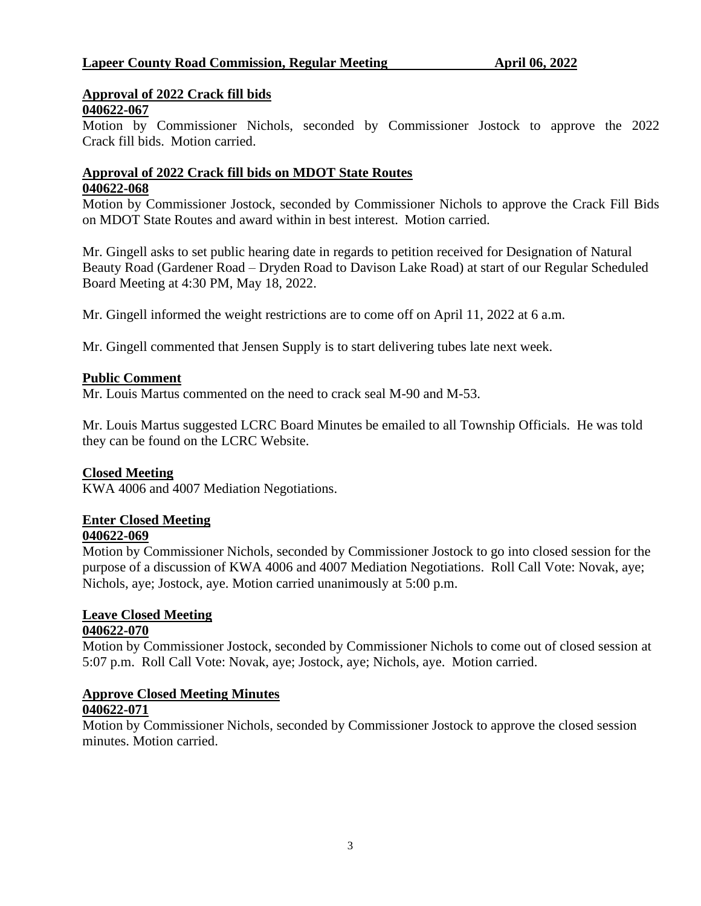**Approval of 2022 Crack fill bids**
**040622-067**

Motion by Commissioner Nichols, seconded by Commissioner Jostock to approve the 2022 Crack fill bids. Motion carried.

**Approval of 2022 Crack fill bids on MDOT State Routes**
**040622-068**

Motion by Commissioner Jostock, seconded by Commissioner Nichols to approve the Crack Fill Bids on MDOT State Routes and award within in best interest. Motion carried.

Mr. Gingell asks to set public hearing date in regards to petition received for Designation of Natural Beauty Road (Gardener Road – Dryden Road to Davison Lake Road) at start of our Regular Scheduled Board Meeting at 4:30 PM, May 18, 2022.

Mr. Gingell informed the weight restrictions are to come off on April 11, 2022 at 6 a.m.

Mr. Gingell commented that Jensen Supply is to start delivering tubes late next week.

**Public Comment**

Mr. Louis Martus commented on the need to crack seal M-90 and M-53.

Mr. Louis Martus suggested LCRC Board Minutes be emailed to all Township Officials. He was told they can be found on the LCRC Website.

**Closed Meeting**

KWA 4006 and 4007 Mediation Negotiations.

**Enter Closed Meeting**
**040622-069**

Motion by Commissioner Nichols, seconded by Commissioner Jostock to go into closed session for the purpose of a discussion of KWA 4006 and 4007 Mediation Negotiations. Roll Call Vote: Novak, aye; Nichols, aye; Jostock, aye. Motion carried unanimously at 5:00 p.m.

**Leave Closed Meeting**
**040622-070**

Motion by Commissioner Jostock, seconded by Commissioner Nichols to come out of closed session at 5:07 p.m. Roll Call Vote: Novak, aye; Jostock, aye; Nichols, aye. Motion carried.

**Approve Closed Meeting Minutes**
**040622-071**

Motion by Commissioner Nichols, seconded by Commissioner Jostock to approve the closed session minutes. Motion carried.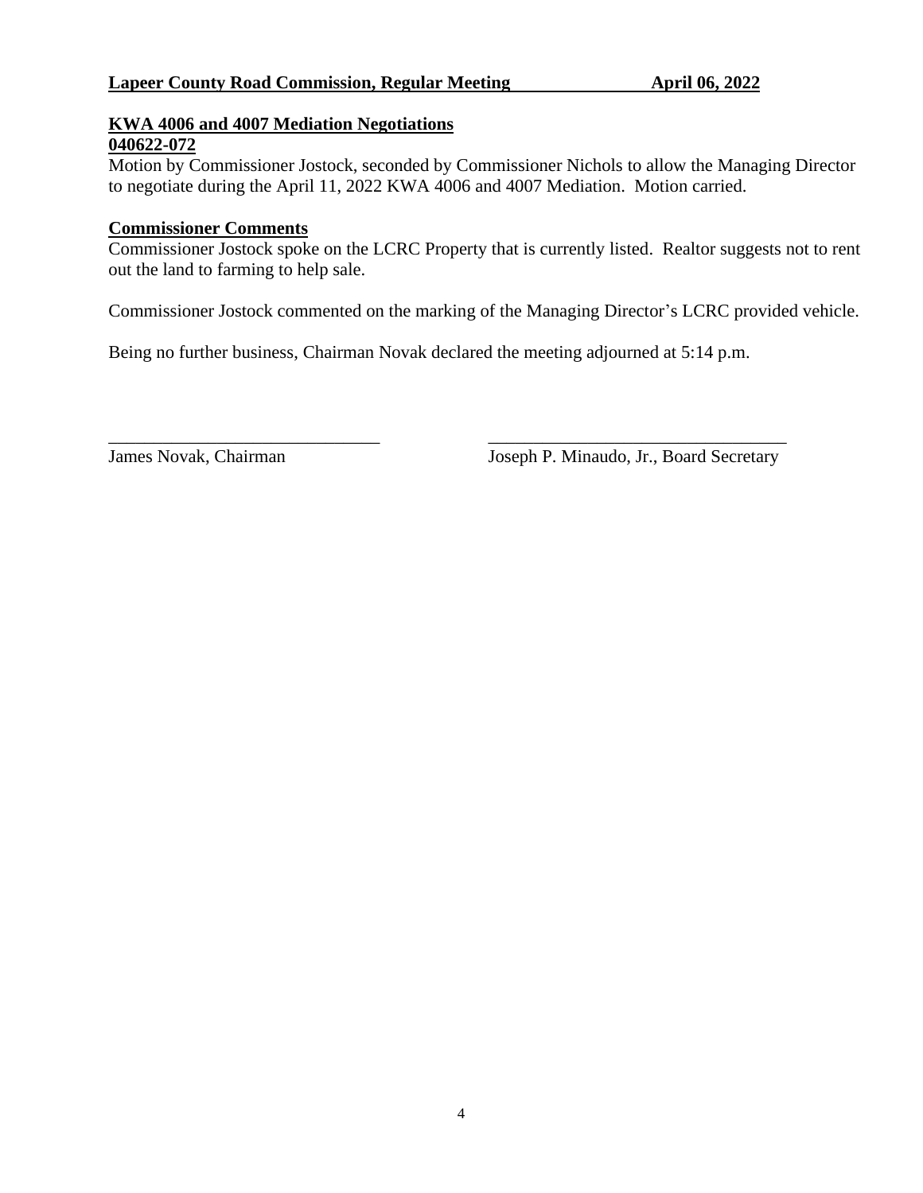**KWA 4006 and 4007 Mediation Negotiations**
**040622-072**

Motion by Commissioner Jostock, seconded by Commissioner Nichols to allow the Managing Director to negotiate during the April 11, 2022 KWA 4006 and 4007 Mediation. Motion carried.

**Commissioner Comments**

Commissioner Jostock spoke on the LCRC Property that is currently listed. Realtor suggests not to rent out the land to farming to help sale.

Commissioner Jostock commented on the marking of the Managing Director's LCRC provided vehicle.

Being no further business, Chairman Novak declared the meeting adjourned at 5:14 p.m.

\_\_\_\_\_\_\_\_\_\_\_\_\_\_\_\_\_\_\_\_\_\_\_\_\_\_\_\_\_\_ \_\_\_\_\_\_\_\_\_\_\_\_\_\_\_\_\_\_\_\_\_\_\_\_\_\_\_\_\_\_\_\_\_\_
James Novak, Chairman Joseph P. Minaudo, Jr., Board Secretary